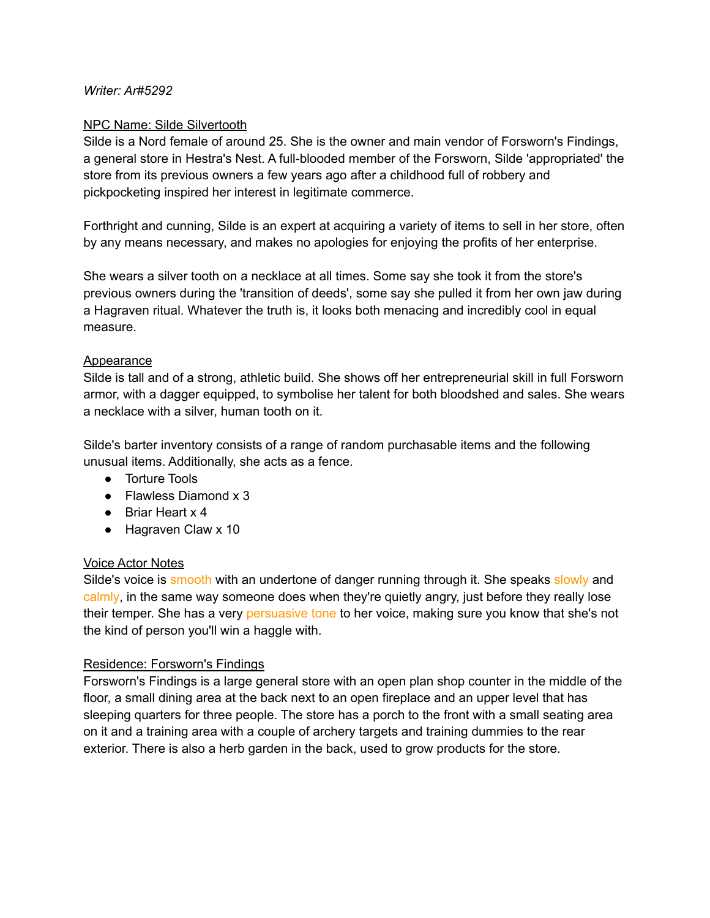*Writer: Ar#5292*

NPC Name: Silde Silvertooth

Silde is a Nord female of around 25. She is the owner and main vendor of Forsworn's Findings, a general store in Hestra's Nest. A full-blooded member of the Forsworn, Silde 'appropriated' the store from its previous owners a few years ago after a childhood full of robbery and pickpocketing inspired her interest in legitimate commerce.

Forthright and cunning, Silde is an expert at acquiring a variety of items to sell in her store, often by any means necessary, and makes no apologies for enjoying the profits of her enterprise.

She wears a silver tooth on a necklace at all times. Some say she took it from the store's previous owners during the 'transition of deeds', some say she pulled it from her own jaw during a Hagraven ritual. Whatever the truth is, it looks both menacing and incredibly cool in equal measure.

Appearance

Silde is tall and of a strong, athletic build. She shows off her entrepreneurial skill in full Forsworn armor, with a dagger equipped, to symbolise her talent for both bloodshed and sales. She wears a necklace with a silver, human tooth on it.

Silde's barter inventory consists of a range of random purchasable items and the following unusual items. Additionally, she acts as a fence.

- Torture Tools
- Flawless Diamond x 3
- Briar Heart x 4
- Hagraven Claw x 10

Voice Actor Notes

Silde's voice is smooth with an undertone of danger running through it. She speaks slowly and calmly, in the same way someone does when they're quietly angry, just before they really lose their temper. She has a very persuasive tone to her voice, making sure you know that she's not the kind of person you'll win a haggle with.

Residence: Forsworn's Findings

Forsworn's Findings is a large general store with an open plan shop counter in the middle of the floor, a small dining area at the back next to an open fireplace and an upper level that has sleeping quarters for three people. The store has a porch to the front with a small seating area on it and a training area with a couple of archery targets and training dummies to the rear exterior. There is also a herb garden in the back, used to grow products for the store.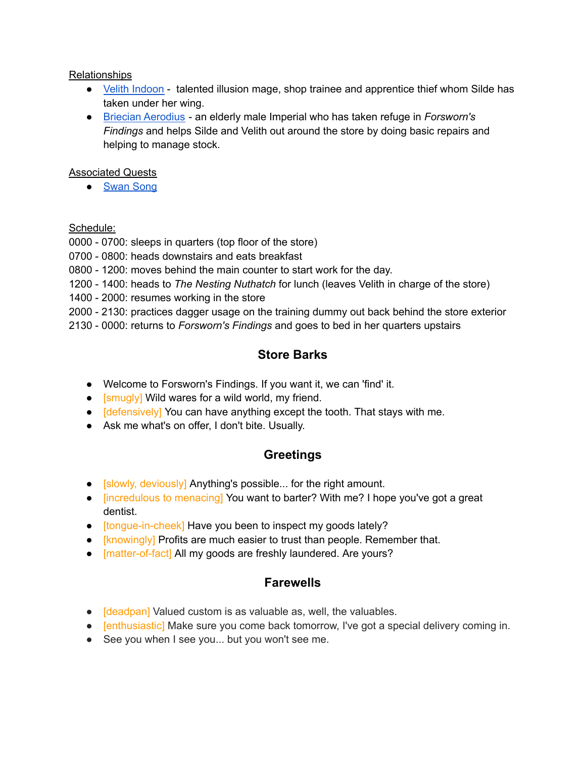Relationships

- Velith Indoon - talented illusion mage, shop trainee and apprentice thief whom Silde has taken under her wing.
- Briecian Aerodius - an elderly male Imperial who has taken refuge in *Forsworn's Findings* and helps Silde and Velith out around the store by doing basic repairs and helping to manage stock.

Associated Quests

- Swan Song

Schedule:

0000 - 0700: sleeps in quarters (top floor of the store)
0700 - 0800: heads downstairs and eats breakfast
0800 - 1200: moves behind the main counter to start work for the day.
1200 - 1400: heads to *The Nesting Nuthatch* for lunch (leaves Velith in charge of the store)
1400 - 2000: resumes working in the store
2000 - 2130: practices dagger usage on the training dummy out back behind the store exterior
2130 - 0000: returns to *Forsworn's Findings* and goes to bed in her quarters upstairs

## Store Barks

- Welcome to Forsworn's Findings. If you want it, we can 'find' it.
- [smugly] Wild wares for a wild world, my friend.
- [defensively] You can have anything except the tooth. That stays with me.
- Ask me what's on offer, I don't bite. Usually.

## Greetings

- [slowly, deviously] Anything's possible... for the right amount.
- [incredulous to menacing] You want to barter? With me? I hope you've got a great dentist.
- [tongue-in-cheek] Have you been to inspect my goods lately?
- [knowingly] Profits are much easier to trust than people. Remember that.
- [matter-of-fact] All my goods are freshly laundered. Are yours?

## Farewells

- [deadpan] Valued custom is as valuable as, well, the valuables.
- [enthusiastic] Make sure you come back tomorrow, I've got a special delivery coming in.
- See you when I see you... but you won't see me.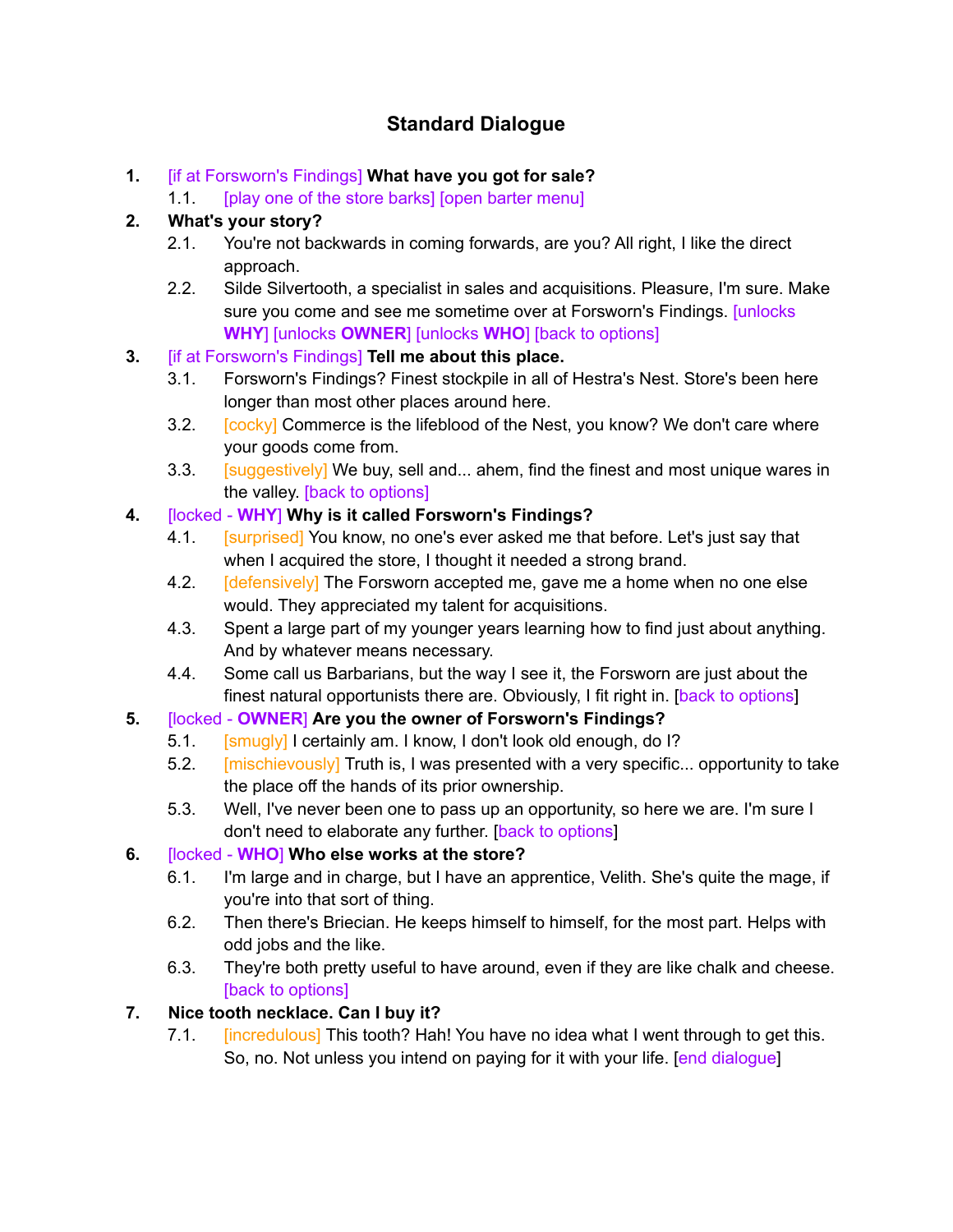## Standard Dialogue

1. [if at Forsworn's Findings] **What have you got for sale?**
   1.1. [play one of the store barks] [open barter menu]
2. **What's your story?**
   2.1. You're not backwards in coming forwards, are you? All right, I like the direct approach.
   2.2. Silde Silvertooth, a specialist in sales and acquisitions. Pleasure, I'm sure. Make sure you come and see me sometime over at Forsworn's Findings. [unlocks **WHY**] [unlocks **OWNER**] [unlocks **WHO**] [back to options]
3. [if at Forsworn's Findings] **Tell me about this place.**
   3.1. Forsworn's Findings? Finest stockpile in all of Hestra's Nest. Store's been here longer than most other places around here.
   3.2. [cocky] Commerce is the lifeblood of the Nest, you know? We don't care where your goods come from.
   3.3. [suggestively] We buy, sell and... ahem, find the finest and most unique wares in the valley. [back to options]
4. [locked - **WHY**] **Why is it called Forsworn's Findings?**
   4.1. [surprised] You know, no one's ever asked me that before. Let's just say that when I acquired the store, I thought it needed a strong brand.
   4.2. [defensively] The Forsworn accepted me, gave me a home when no one else would. They appreciated my talent for acquisitions.
   4.3. Spent a large part of my younger years learning how to find just about anything. And by whatever means necessary.
   4.4. Some call us Barbarians, but the way I see it, the Forsworn are just about the finest natural opportunists there are. Obviously, I fit right in. [back to options]
5. [locked - **OWNER**] **Are you the owner of Forsworn's Findings?**
   5.1. [smugly] I certainly am. I know, I don't look old enough, do I?
   5.2. [mischievously] Truth is, I was presented with a very specific... opportunity to take the place off the hands of its prior ownership.
   5.3. Well, I've never been one to pass up an opportunity, so here we are. I'm sure I don't need to elaborate any further. [back to options]
6. [locked - **WHO**] **Who else works at the store?**
   6.1. I'm large and in charge, but I have an apprentice, Velith. She's quite the mage, if you're into that sort of thing.
   6.2. Then there's Briecian. He keeps himself to himself, for the most part. Helps with odd jobs and the like.
   6.3. They're both pretty useful to have around, even if they are like chalk and cheese. [back to options]
7. **Nice tooth necklace. Can I buy it?**
   7.1. [incredulous] This tooth? Hah! You have no idea what I went through to get this. So, no. Not unless you intend on paying for it with your life. [end dialogue]